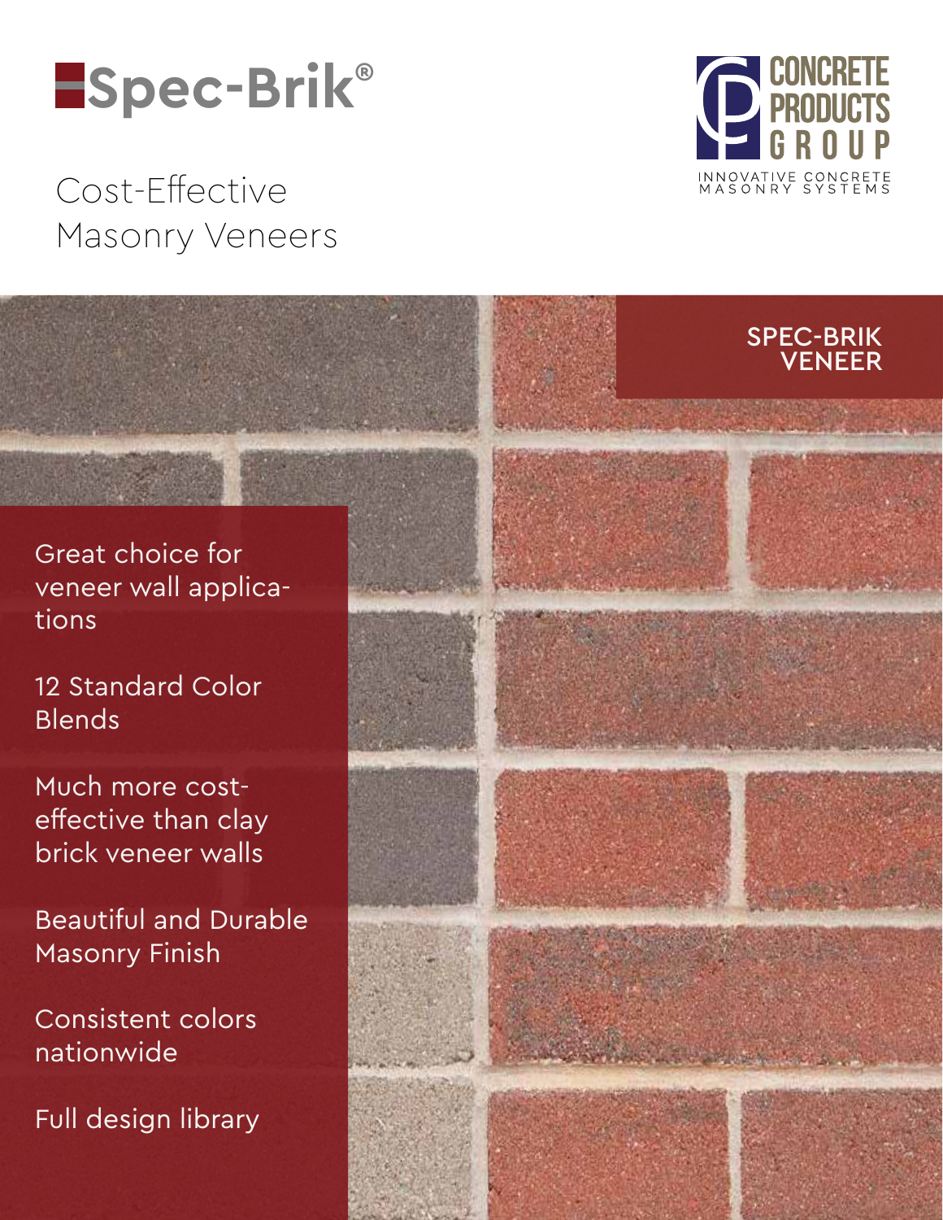# Spec-Brik®

Cost-Effective Masonry Veneers

CONCRETE PRODUCTS GROUP

INNOVATIVE CONCRETE MASONRY SYSTEMS

SPEC-BRIK VENEER

- Great choice for veneer wall applications
- 12 Standard Color Blends
- Much more cost-effective than clay brick veneer walls
- Beautiful and Durable Masonry Finish
- Consistent colors nationwide
- Full design library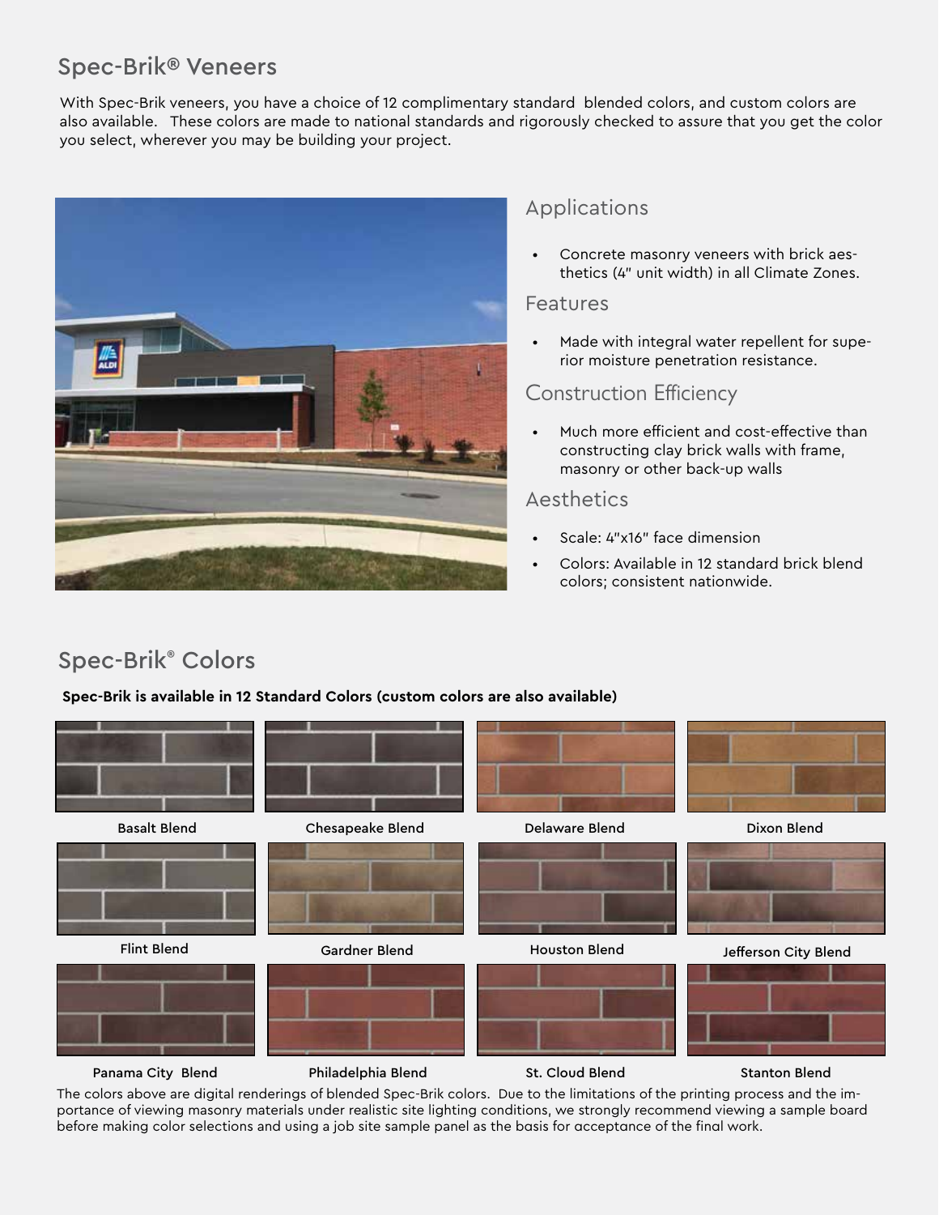## Spec-Brik® Veneers

With Spec-Brik veneers, you have a choice of 12 complimentary standard blended colors, and custom colors are also available. These colors are made to national standards and rigorously checked to assure that you get the color you select, wherever you may be building your project.

### Applications

- Concrete masonry veneers with brick aesthetics (4" unit width) in all Climate Zones.

### Features

- Made with integral water repellent for superior moisture penetration resistance.

### Construction Efficiency

- Much more efficient and cost-effective than constructing clay brick walls with frame, masonry or other back-up walls

### Aesthetics

- Scale: 4"x16" face dimension
- Colors: Available in 12 standard brick blend colors; consistent nationwide.

## Spec-Brik® Colors

**Spec-Brik is available in 12 Standard Colors (custom colors are also available)**

Basalt Blend

Chesapeake Blend

Delaware Blend

Dixon Blend

Flint Blend

Gardner Blend

Houston Blend

Jefferson City Blend

Panama City Blend

Philadelphia Blend

St. Cloud Blend

Stanton Blend

The colors above are digital renderings of blended Spec-Brik colors. Due to the limitations of the printing process and the importance of viewing masonry materials under realistic site lighting conditions, we strongly recommend viewing a sample board before making color selections and using a job site sample panel as the basis for acceptance of the final work.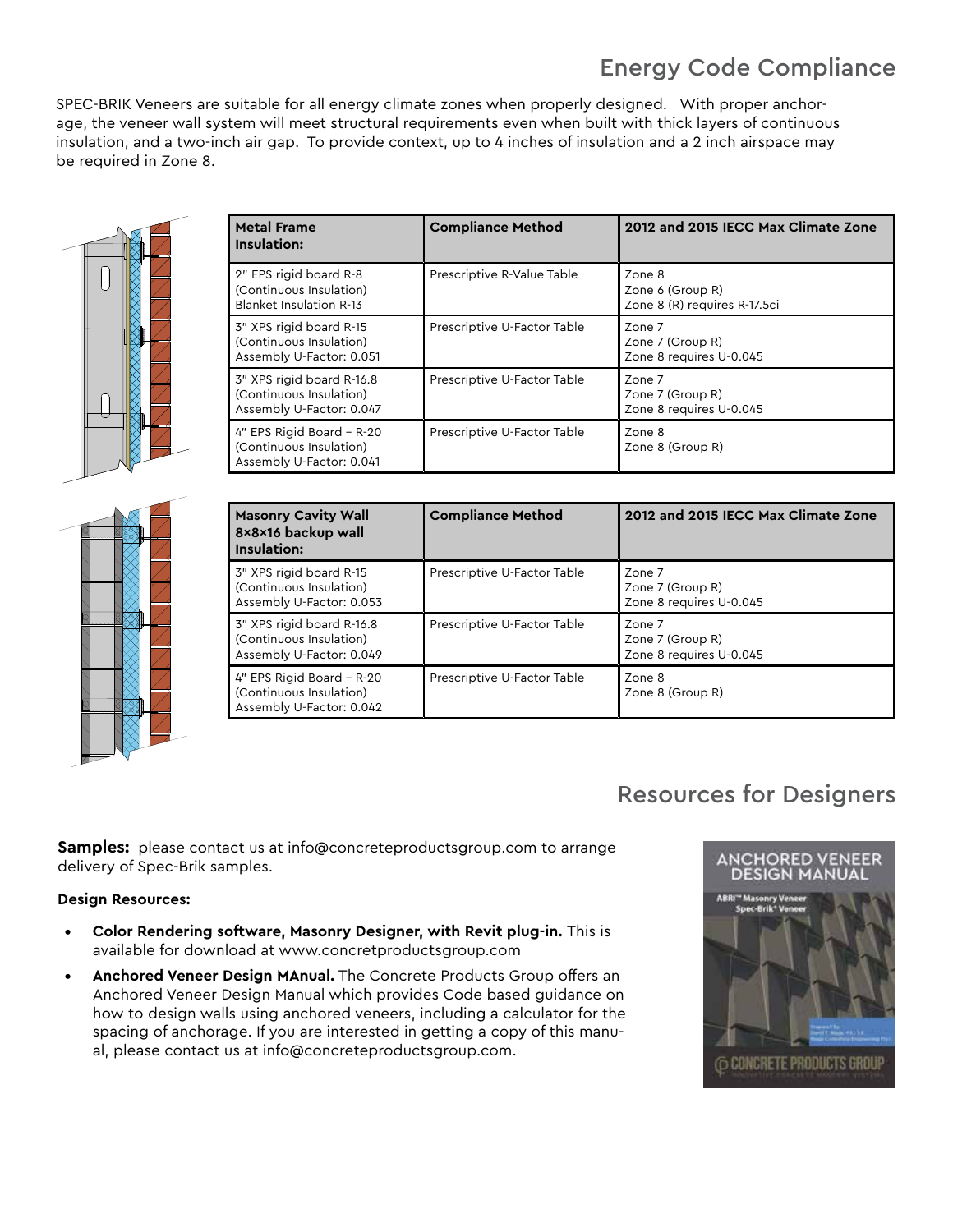# Energy Code Compliance

SPEC-BRIK Veneers are suitable for all energy climate zones when properly designed. With proper anchorage, the veneer wall system will meet structural requirements even when built with thick layers of continuous insulation, and a two-inch air gap. To provide context, up to 4 inches of insulation and a 2 inch airspace may be required in Zone 8.

| Metal Frame Insulation: | Compliance Method | 2012 and 2015 IECC Max Climate Zone |
|---|---|---|
| 2" EPS rigid board R-8 (Continuous Insulation) Blanket Insulation R-13 | Prescriptive R-Value Table | Zone 8 Zone 6 (Group R) Zone 8 (R) requires R-17.5ci |
| 3" XPS rigid board R-15 (Continuous Insulation) Assembly U-Factor: 0.051 | Prescriptive U-Factor Table | Zone 7 Zone 7 (Group R) Zone 8 requires U-0.045 |
| 3" XPS rigid board R-16.8 (Continuous Insulation) Assembly U-Factor: 0.047 | Prescriptive U-Factor Table | Zone 7 Zone 7 (Group R) Zone 8 requires U-0.045 |
| 4" EPS Rigid Board – R-20 (Continuous Insulation) Assembly U-Factor: 0.041 | Prescriptive U-Factor Table | Zone 8 Zone 8 (Group R) |

| Masonry Cavity Wall 8×8×16 backup wall Insulation: | Compliance Method | 2012 and 2015 IECC Max Climate Zone |
|---|---|---|
| 3" XPS rigid board R-15 (Continuous Insulation) Assembly U-Factor: 0.053 | Prescriptive U-Factor Table | Zone 7 Zone 7 (Group R) Zone 8 requires U-0.045 |
| 3" XPS rigid board R-16.8 (Continuous Insulation) Assembly U-Factor: 0.049 | Prescriptive U-Factor Table | Zone 7 Zone 7 (Group R) Zone 8 requires U-0.045 |
| 4" EPS Rigid Board – R-20 (Continuous Insulation) Assembly U-Factor: 0.042 | Prescriptive U-Factor Table | Zone 8 Zone 8 (Group R) |

# Resources for Designers

**Samples:** please contact us at info@concreteproductsgroup.com to arrange delivery of Spec-Brik samples.

**Design Resources:**

- **Color Rendering software, Masonry Designer, with Revit plug-in.** This is available for download at www.concretproductsgroup.com
- **Anchored Veneer Design MAnual.** The Concrete Products Group offers an Anchored Veneer Design Manual which provides Code based guidance on how to design walls using anchored veneers, including a calculator for the spacing of anchorage. If you are interested in getting a copy of this manual, please contact us at info@concreteproductsgroup.com.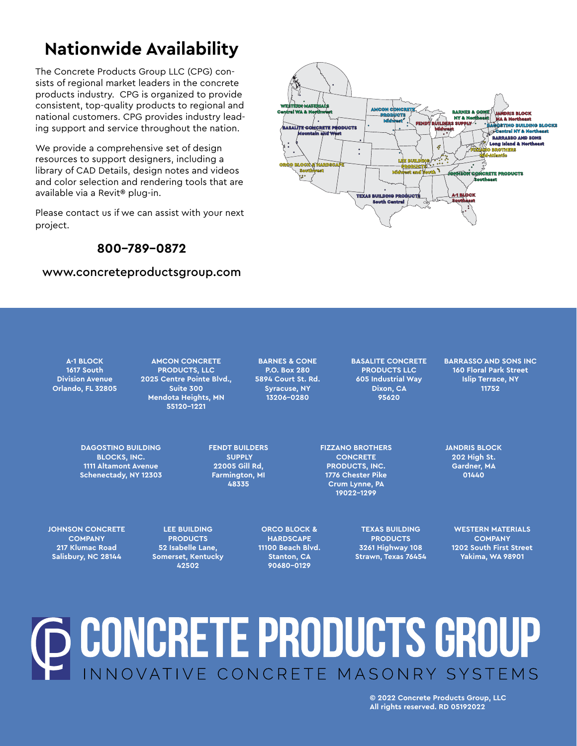# Nationwide Availability

The Concrete Products Group LLC (CPG) consists of regional market leaders in the concrete products industry. CPG is organized to provide consistent, top-quality products to regional and national customers. CPG provides industry leading support and service throughout the nation.

We provide a comprehensive set of design resources to support designers, including a library of CAD Details, design notes and videos and color selection and rendering tools that are available via a Revit® plug-in.

Please contact us if we can assist with your next project.

**800-789-0872**

www.concreteproductsgroup.com

WESTERN MATERIALS
Central WA & Northwest

BASALITE CONCRETE PRODUCTS
Mountain and West

ORCO BLOCK & HARDSCAPE
Southwest

AMCON CONCRETE PRODUCTS
Midwest

FENDT BUILDERS SUPPLY
Midwest

LEE BUILDING PRODUCTS
Midwest and South

TEXAS BUILDING PRODUCTS
South Central

BARNES & CONE
NY & Northeast

JANDRIS BLOCK
MA & Northeast

DAGOSTINO BUILDING BLOCKS
Central NY & Northeast

BARRASSO AND SONS
Long Island & Northeast

FIZZANO BROTHERS
Mid-Atlantic

JOHNSON CONCRETE PRODUCTS
Southeast

A-1 BLOCK
Southeast

**A-1 BLOCK**
**1617 South Division Avenue**
**Orlando, FL 32805**

**AMCON CONCRETE PRODUCTS, LLC**
**2025 Centre Pointe Blvd., Suite 300**
**Mendota Heights, MN 55120-1221**

**BARNES & CONE**
**P.O. Box 280**
**5894 Court St. Rd.**
**Syracuse, NY 13206-0280**

**BASALITE CONCRETE PRODUCTS LLC**
**605 Industrial Way**
**Dixon, CA 95620**

**BARRASSO AND SONS INC**
**160 Floral Park Street**
**Islip Terrace, NY 11752**

**DAGOSTINO BUILDING BLOCKS, INC.**
**1111 Altamont Avenue**
**Schenectady, NY 12303**

**FENDT BUILDERS SUPPLY**
**22005 Gill Rd,**
**Farmington, MI 48335**

**FIZZANO BROTHERS CONCRETE PRODUCTS, INC.**
**1776 Chester Pike**
**Crum Lynne, PA 19022-1299**

**JANDRIS BLOCK**
**202 High St.**
**Gardner, MA 01440**

**JOHNSON CONCRETE COMPANY**
**217 Klumac Road**
**Salisbury, NC 28144**

**LEE BUILDING PRODUCTS**
**52 Isabelle Lane,**
**Somerset, Kentucky 42502**

**ORCO BLOCK & HARDSCAPE**
**11100 Beach Blvd.**
**Stanton, CA 90680-0129**

**TEXAS BUILDING PRODUCTS**
**3261 Highway 108**
**Strawn, Texas 76454**

**WESTERN MATERIALS COMPANY**
**1202 South First Street**
**Yakima, WA 98901**

# CONCRETE PRODUCTS GROUP

INNOVATIVE CONCRETE MASONRY SYSTEMS

**© 2022 Concrete Products Group, LLC**
**All rights reserved. RD 05192022**